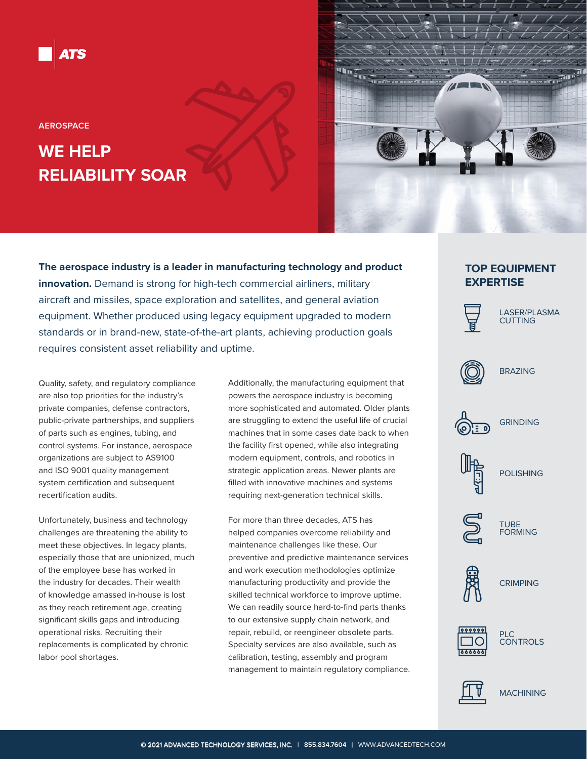ATS

AEROSPACE

# WE HELP RELIABILITY SOAR

**The aerospace industry is a leader in manufacturing technology and product innovation.** Demand is strong for high-tech commercial airliners, military aircraft and missiles, space exploration and satellites, and general aviation equipment. Whether produced using legacy equipment upgraded to modern standards or in brand-new, state-of-the-art plants, achieving production goals requires consistent asset reliability and uptime.

Quality, safety, and regulatory compliance are also top priorities for the industry's private companies, defense contractors, public-private partnerships, and suppliers of parts such as engines, tubing, and control systems. For instance, aerospace organizations are subject to AS9100 and ISO 9001 quality management system certification and subsequent recertification audits.

Unfortunately, business and technology challenges are threatening the ability to meet these objectives. In legacy plants, especially those that are unionized, much of the employee base has worked in the industry for decades. Their wealth of knowledge amassed in-house is lost as they reach retirement age, creating significant skills gaps and introducing operational risks. Recruiting their replacements is complicated by chronic labor pool shortages.

Additionally, the manufacturing equipment that powers the aerospace industry is becoming more sophisticated and automated. Older plants are struggling to extend the useful life of crucial machines that in some cases date back to when the facility first opened, while also integrating modern equipment, controls, and robotics in strategic application areas. Newer plants are filled with innovative machines and systems requiring next-generation technical skills.

For more than three decades, ATS has helped companies overcome reliability and maintenance challenges like these. Our preventive and predictive maintenance services and work execution methodologies optimize manufacturing productivity and provide the skilled technical workforce to improve uptime. We can readily source hard-to-find parts thanks to our extensive supply chain network, and repair, rebuild, or reengineer obsolete parts. Specialty services are also available, such as calibration, testing, assembly and program management to maintain regulatory compliance.

## TOP EQUIPMENT EXPERTISE

- LASER/PLASMA CUTTING
- BRAZING
- GRINDING
- POLISHING
- TUBE FORMING
- CRIMPING
- PLC CONTROLS
- MACHINING

© 2021 ADVANCED TECHNOLOGY SERVICES, INC. | 855.834.7604 | WWW.ADVANCEDTECH.COM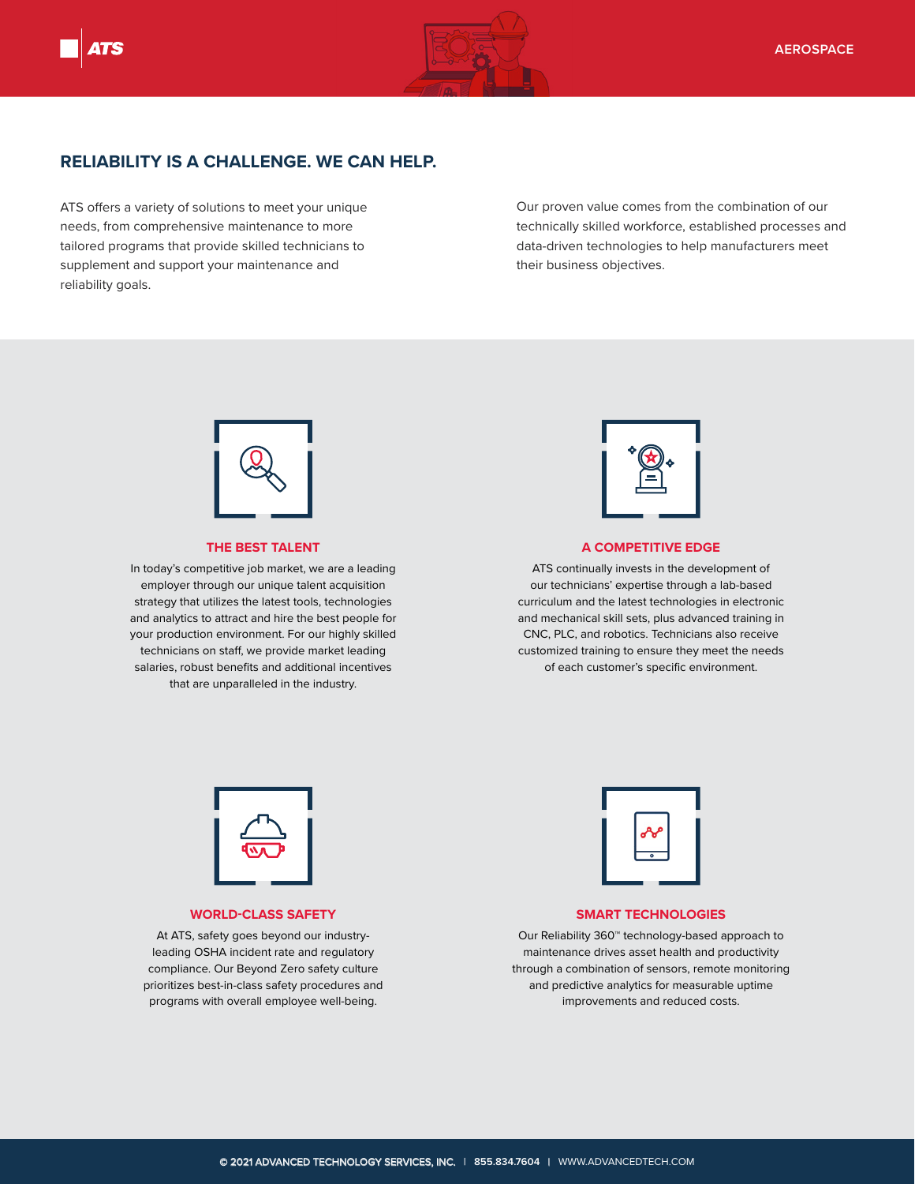ATS

AEROSPACE

## RELIABILITY IS A CHALLENGE. WE CAN HELP.

ATS offers a variety of solutions to meet your unique needs, from comprehensive maintenance to more tailored programs that provide skilled technicians to supplement and support your maintenance and reliability goals.

Our proven value comes from the combination of our technically skilled workforce, established processes and data-driven technologies to help manufacturers meet their business objectives.

### THE BEST TALENT

In today's competitive job market, we are a leading employer through our unique talent acquisition strategy that utilizes the latest tools, technologies and analytics to attract and hire the best people for your production environment. For our highly skilled technicians on staff, we provide market leading salaries, robust benefits and additional incentives that are unparalleled in the industry.

### A COMPETITIVE EDGE

ATS continually invests in the development of our technicians' expertise through a lab-based curriculum and the latest technologies in electronic and mechanical skill sets, plus advanced training in CNC, PLC, and robotics. Technicians also receive customized training to ensure they meet the needs of each customer's specific environment.

### WORLD-CLASS SAFETY

At ATS, safety goes beyond our industry-leading OSHA incident rate and regulatory compliance. Our Beyond Zero safety culture prioritizes best-in-class safety procedures and programs with overall employee well-being.

### SMART TECHNOLOGIES

Our Reliability 360™ technology-based approach to maintenance drives asset health and productivity through a combination of sensors, remote monitoring and predictive analytics for measurable uptime improvements and reduced costs.

© 2021 ADVANCED TECHNOLOGY SERVICES, INC. | 855.834.7604 | WWW.ADVANCEDTECH.COM